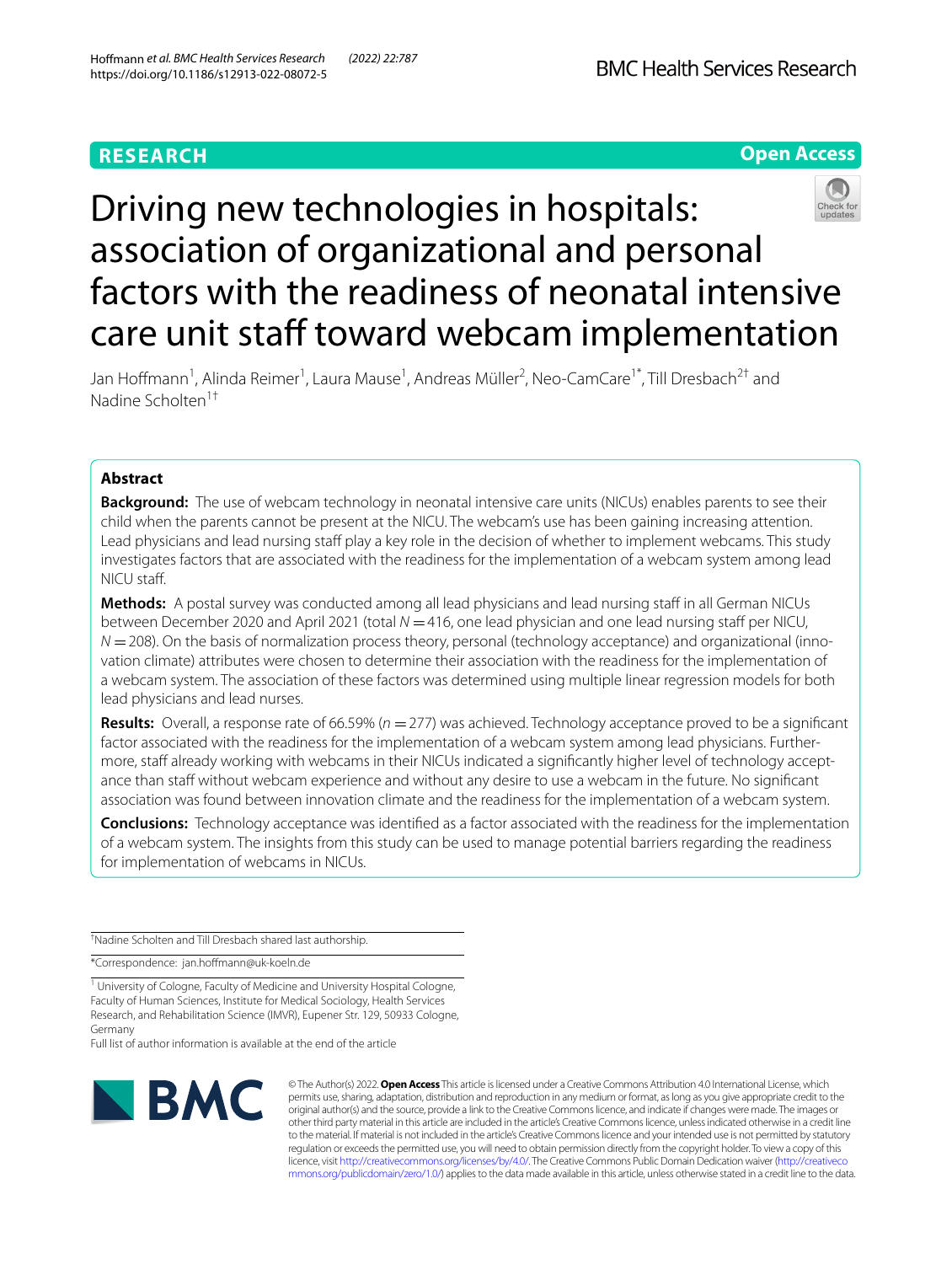RESEARCH

Open Access

# Driving new technologies in hospitals: association of organizational and personal factors with the readiness of neonatal intensive care unit staff toward webcam implementation

Jan Hoffmann[1], Alinda Reimer[1], Laura Mause[1], Andreas Müller[2], Neo-CamCare[1*], Till Dresbach[2†] and Nadine Scholten[1†]

## Abstract

**Background:** The use of webcam technology in neonatal intensive care units (NICUs) enables parents to see their child when the parents cannot be present at the NICU. The webcam's use has been gaining increasing attention. Lead physicians and lead nursing staff play a key role in the decision of whether to implement webcams. This study investigates factors that are associated with the readiness for the implementation of a webcam system among lead NICU staff.

**Methods:** A postal survey was conducted among all lead physicians and lead nursing staff in all German NICUs between December 2020 and April 2021 (total $N = 416$, one lead physician and one lead nursing staff per NICU, $N = 208$). On the basis of normalization process theory, personal (technology acceptance) and organizational (innovation climate) attributes were chosen to determine their association with the readiness for the implementation of a webcam system. The association of these factors was determined using multiple linear regression models for both lead physicians and lead nurses.

**Results:** Overall, a response rate of 66.59% ($n = 277$) was achieved. Technology acceptance proved to be a significant factor associated with the readiness for the implementation of a webcam system among lead physicians. Furthermore, staff already working with webcams in their NICUs indicated a significantly higher level of technology acceptance than staff without webcam experience and without any desire to use a webcam in the future. No significant association was found between innovation climate and the readiness for the implementation of a webcam system.

**Conclusions:** Technology acceptance was identified as a factor associated with the readiness for the implementation of a webcam system. The insights from this study can be used to manage potential barriers regarding the readiness for implementation of webcams in NICUs.

†Nadine Scholten and Till Dresbach shared last authorship.

*Correspondence: jan.hoffmann@uk-koeln.de

[1] University of Cologne, Faculty of Medicine and University Hospital Cologne, Faculty of Human Sciences, Institute for Medical Sociology, Health Services Research, and Rehabilitation Science (IMVR), Eupener Str. 129, 50933 Cologne, Germany

Full list of author information is available at the end of the article

© The Author(s) 2022. **Open Access** This article is licensed under a Creative Commons Attribution 4.0 International License, which permits use, sharing, adaptation, distribution and reproduction in any medium or format, as long as you give appropriate credit to the original author(s) and the source, provide a link to the Creative Commons licence, and indicate if changes were made. The images or other third party material in this article are included in the article's Creative Commons licence, unless indicated otherwise in a credit line to the material. If material is not included in the article's Creative Commons licence and your intended use is not permitted by statutory regulation or exceeds the permitted use, you will need to obtain permission directly from the copyright holder. To view a copy of this licence, visit http://creativecommons.org/licenses/by/4.0/. The Creative Commons Public Domain Dedication waiver (http://creativecommons.org/publicdomain/zero/1.0/) applies to the data made available in this article, unless otherwise stated in a credit line to the data.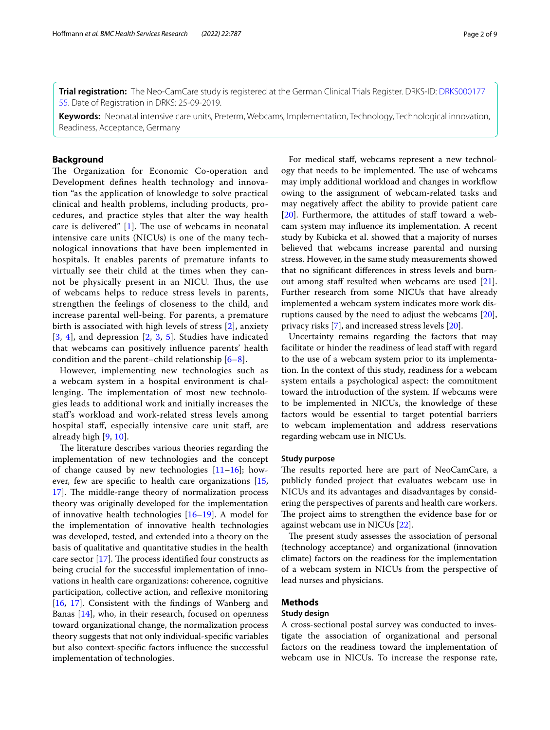**Trial registration:** The Neo-CamCare study is registered at the German Clinical Trials Register. DRKS-ID: DRKS00017755. Date of Registration in DRKS: 25-09-2019.

**Keywords:** Neonatal intensive care units, Preterm, Webcams, Implementation, Technology, Technological innovation, Readiness, Acceptance, Germany

## Background

The Organization for Economic Co-operation and Development defines health technology and innovation "as the application of knowledge to solve practical clinical and health problems, including products, procedures, and practice styles that alter the way health care is delivered" [1]. The use of webcams in neonatal intensive care units (NICUs) is one of the many technological innovations that have been implemented in hospitals. It enables parents of premature infants to virtually see their child at the times when they cannot be physically present in an NICU. Thus, the use of webcams helps to reduce stress levels in parents, strengthen the feelings of closeness to the child, and increase parental well-being. For parents, a premature birth is associated with high levels of stress [2], anxiety [3, 4], and depression [2, 3, 5]. Studies have indicated that webcams can positively influence parents' health condition and the parent–child relationship [6–8].

However, implementing new technologies such as a webcam system in a hospital environment is challenging. The implementation of most new technologies leads to additional work and initially increases the staff's workload and work-related stress levels among hospital staff, especially intensive care unit staff, are already high [9, 10].

The literature describes various theories regarding the implementation of new technologies and the concept of change caused by new technologies [11–16]; however, few are specific to health care organizations [15, 17]. The middle-range theory of normalization process theory was originally developed for the implementation of innovative health technologies [16–19]. A model for the implementation of innovative health technologies was developed, tested, and extended into a theory on the basis of qualitative and quantitative studies in the health care sector [17]. The process identified four constructs as being crucial for the successful implementation of innovations in health care organizations: coherence, cognitive participation, collective action, and reflexive monitoring [16, 17]. Consistent with the findings of Wanberg and Banas [14], who, in their research, focused on openness toward organizational change, the normalization process theory suggests that not only individual-specific variables but also context-specific factors influence the successful implementation of technologies.

For medical staff, webcams represent a new technology that needs to be implemented. The use of webcams may imply additional workload and changes in workflow owing to the assignment of webcam-related tasks and may negatively affect the ability to provide patient care [20]. Furthermore, the attitudes of staff toward a webcam system may influence its implementation. A recent study by Kubicka et al. showed that a majority of nurses believed that webcams increase parental and nursing stress. However, in the same study measurements showed that no significant differences in stress levels and burnout among staff resulted when webcams are used [21]. Further research from some NICUs that have already implemented a webcam system indicates more work disruptions caused by the need to adjust the webcams [20], privacy risks [7], and increased stress levels [20].

Uncertainty remains regarding the factors that may facilitate or hinder the readiness of lead staff with regard to the use of a webcam system prior to its implementation. In the context of this study, readiness for a webcam system entails a psychological aspect: the commitment toward the introduction of the system. If webcams were to be implemented in NICUs, the knowledge of these factors would be essential to target potential barriers to webcam implementation and address reservations regarding webcam use in NICUs.

### Study purpose

The results reported here are part of NeoCamCare, a publicly funded project that evaluates webcam use in NICUs and its advantages and disadvantages by considering the perspectives of parents and health care workers. The project aims to strengthen the evidence base for or against webcam use in NICUs [22].

The present study assesses the association of personal (technology acceptance) and organizational (innovation climate) factors on the readiness for the implementation of a webcam system in NICUs from the perspective of lead nurses and physicians.

## Methods

### Study design

A cross-sectional postal survey was conducted to investigate the association of organizational and personal factors on the readiness toward the implementation of webcam use in NICUs. To increase the response rate,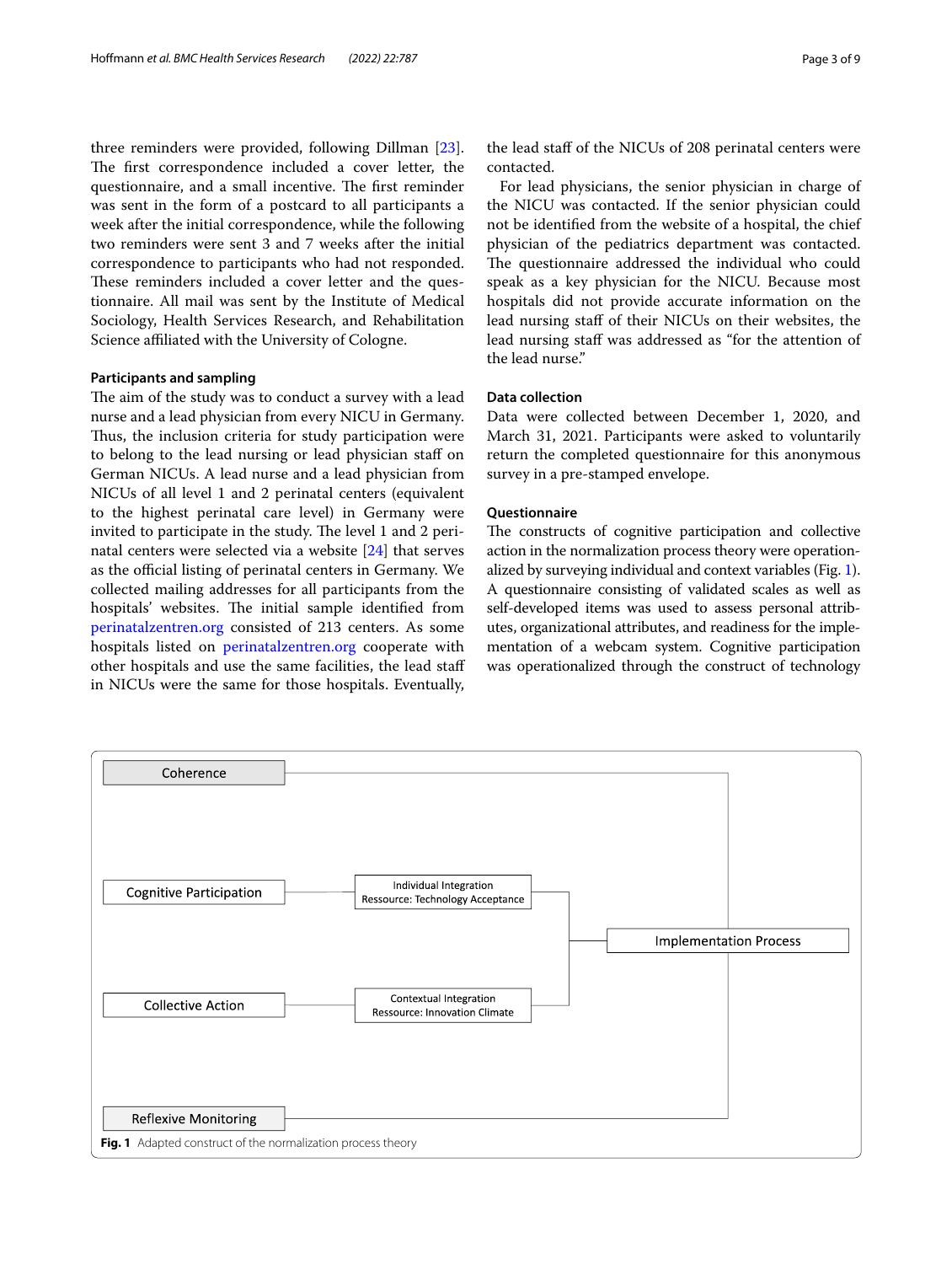three reminders were provided, following Dillman [23]. The first correspondence included a cover letter, the questionnaire, and a small incentive. The first reminder was sent in the form of a postcard to all participants a week after the initial correspondence, while the following two reminders were sent 3 and 7 weeks after the initial correspondence to participants who had not responded. These reminders included a cover letter and the questionnaire. All mail was sent by the Institute of Medical Sociology, Health Services Research, and Rehabilitation Science affiliated with the University of Cologne.

### Participants and sampling

The aim of the study was to conduct a survey with a lead nurse and a lead physician from every NICU in Germany. Thus, the inclusion criteria for study participation were to belong to the lead nursing or lead physician staff on German NICUs. A lead nurse and a lead physician from NICUs of all level 1 and 2 perinatal centers (equivalent to the highest perinatal care level) in Germany were invited to participate in the study. The level 1 and 2 perinatal centers were selected via a website [24] that serves as the official listing of perinatal centers in Germany. We collected mailing addresses for all participants from the hospitals' websites. The initial sample identified from perinatalzentren.org consisted of 213 centers. As some hospitals listed on perinatalzentren.org cooperate with other hospitals and use the same facilities, the lead staff in NICUs were the same for those hospitals. Eventually, the lead staff of the NICUs of 208 perinatal centers were contacted.

For lead physicians, the senior physician in charge of the NICU was contacted. If the senior physician could not be identified from the website of a hospital, the chief physician of the pediatrics department was contacted. The questionnaire addressed the individual who could speak as a key physician for the NICU. Because most hospitals did not provide accurate information on the lead nursing staff of their NICUs on their websites, the lead nursing staff was addressed as "for the attention of the lead nurse."

### Data collection

Data were collected between December 1, 2020, and March 31, 2021. Participants were asked to voluntarily return the completed questionnaire for this anonymous survey in a pre-stamped envelope.

### Questionnaire

The constructs of cognitive participation and collective action in the normalization process theory were operationalized by surveying individual and context variables (Fig. 1). A questionnaire consisting of validated scales as well as self-developed items was used to assess personal attributes, organizational attributes, and readiness for the implementation of a webcam system. Cognitive participation was operationalized through the construct of technology

Coherence

Cognitive Participation — Individual Integration Ressource: Technology Acceptance

Collective Action — Contextual Integration Ressource: Innovation Climate

Reflexive Monitoring

Implementation Process

**Fig. 1** Adapted construct of the normalization process theory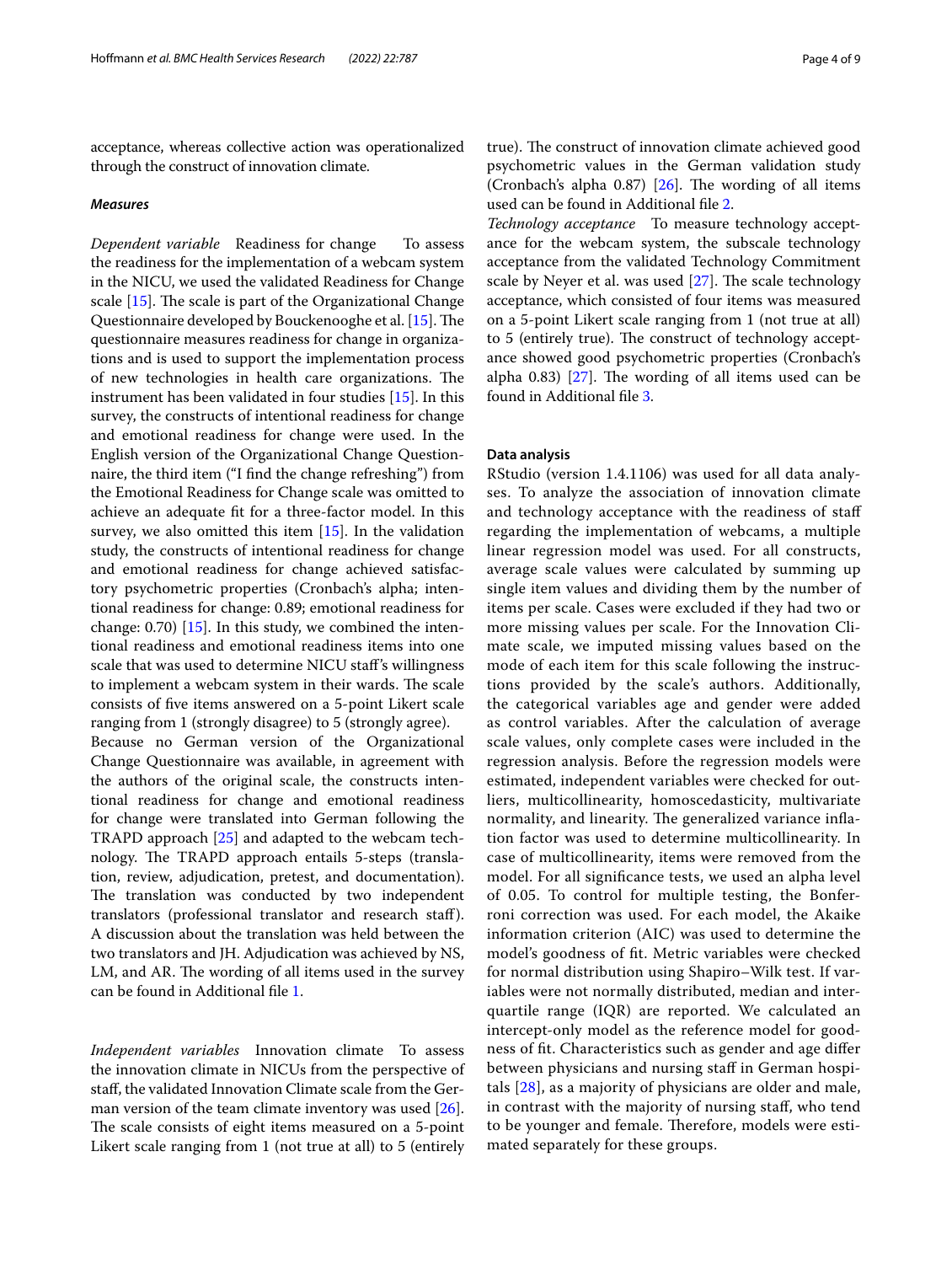acceptance, whereas collective action was operationalized through the construct of innovation climate.

### *Measures*

*Dependent variable* Readiness for change To assess the readiness for the implementation of a webcam system in the NICU, we used the validated Readiness for Change scale [15]. The scale is part of the Organizational Change Questionnaire developed by Bouckenooghe et al. [15]. The questionnaire measures readiness for change in organizations and is used to support the implementation process of new technologies in health care organizations. The instrument has been validated in four studies [15]. In this survey, the constructs of intentional readiness for change and emotional readiness for change were used. In the English version of the Organizational Change Questionnaire, the third item ("I find the change refreshing") from the Emotional Readiness for Change scale was omitted to achieve an adequate fit for a three-factor model. In this survey, we also omitted this item [15]. In the validation study, the constructs of intentional readiness for change and emotional readiness for change achieved satisfactory psychometric properties (Cronbach's alpha; intentional readiness for change: 0.89; emotional readiness for change: 0.70) [15]. In this study, we combined the intentional readiness and emotional readiness items into one scale that was used to determine NICU staff's willingness to implement a webcam system in their wards. The scale consists of five items answered on a 5-point Likert scale ranging from 1 (strongly disagree) to 5 (strongly agree).

Because no German version of the Organizational Change Questionnaire was available, in agreement with the authors of the original scale, the constructs intentional readiness for change and emotional readiness for change were translated into German following the TRAPD approach [25] and adapted to the webcam technology. The TRAPD approach entails 5-steps (translation, review, adjudication, pretest, and documentation). The translation was conducted by two independent translators (professional translator and research staff). A discussion about the translation was held between the two translators and JH. Adjudication was achieved by NS, LM, and AR. The wording of all items used in the survey can be found in Additional file 1.

*Independent variables* Innovation climate To assess the innovation climate in NICUs from the perspective of staff, the validated Innovation Climate scale from the German version of the team climate inventory was used [26]. The scale consists of eight items measured on a 5-point Likert scale ranging from 1 (not true at all) to 5 (entirely true). The construct of innovation climate achieved good psychometric values in the German validation study (Cronbach's alpha 0.87) [26]. The wording of all items used can be found in Additional file 2.

*Technology acceptance* To measure technology acceptance for the webcam system, the subscale technology acceptance from the validated Technology Commitment scale by Neyer et al. was used [27]. The scale technology acceptance, which consisted of four items was measured on a 5-point Likert scale ranging from 1 (not true at all) to 5 (entirely true). The construct of technology acceptance showed good psychometric properties (Cronbach's alpha 0.83) [27]. The wording of all items used can be found in Additional file 3.

### Data analysis

RStudio (version 1.4.1106) was used for all data analyses. To analyze the association of innovation climate and technology acceptance with the readiness of staff regarding the implementation of webcams, a multiple linear regression model was used. For all constructs, average scale values were calculated by summing up single item values and dividing them by the number of items per scale. Cases were excluded if they had two or more missing values per scale. For the Innovation Climate scale, we imputed missing values based on the mode of each item for this scale following the instructions provided by the scale's authors. Additionally, the categorical variables age and gender were added as control variables. After the calculation of average scale values, only complete cases were included in the regression analysis. Before the regression models were estimated, independent variables were checked for outliers, multicollinearity, homoscedasticity, multivariate normality, and linearity. The generalized variance inflation factor was used to determine multicollinearity. In case of multicollinearity, items were removed from the model. For all significance tests, we used an alpha level of 0.05. To control for multiple testing, the Bonferroni correction was used. For each model, the Akaike information criterion (AIC) was used to determine the model's goodness of fit. Metric variables were checked for normal distribution using Shapiro–Wilk test. If variables were not normally distributed, median and interquartile range (IQR) are reported. We calculated an intercept-only model as the reference model for goodness of fit. Characteristics such as gender and age differ between physicians and nursing staff in German hospitals [28], as a majority of physicians are older and male, in contrast with the majority of nursing staff, who tend to be younger and female. Therefore, models were estimated separately for these groups.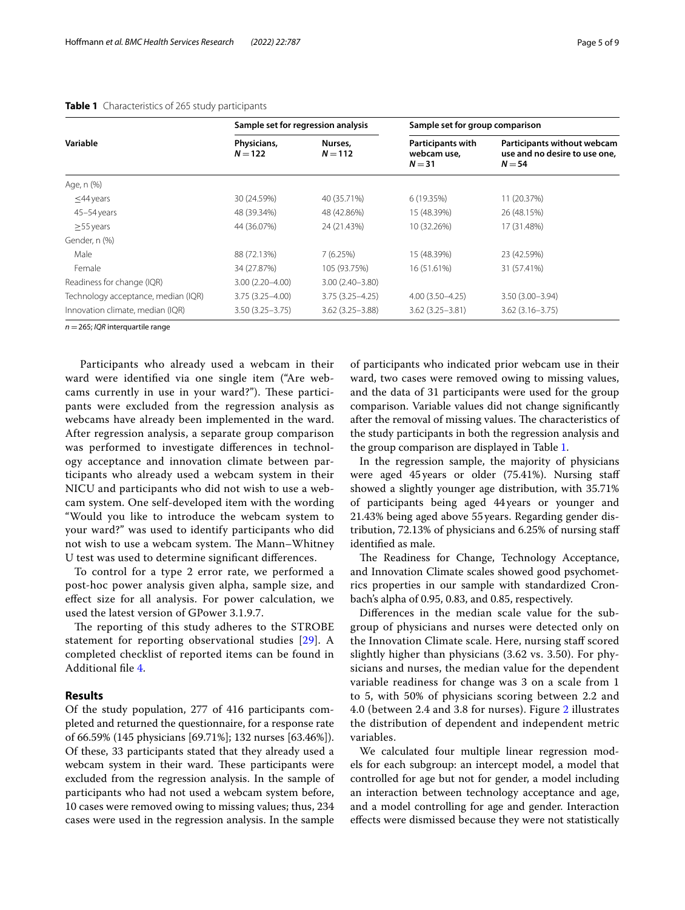**Table 1** Characteristics of 265 study participants

| Variable | Sample set for regression analysis | | Sample set for group comparison | |
|---|---|---|---|---|
| | Physicians, $N = 122$ | Nurses, $N = 112$ | Participants with webcam use, $N = 31$ | Participants without webcam use and no desire to use one, $N = 54$ |
| Age, n (%) | | | | |
| ≤44 years | 30 (24.59%) | 40 (35.71%) | 6 (19.35%) | 11 (20.37%) |
| 45–54 years | 48 (39.34%) | 48 (42.86%) | 15 (48.39%) | 26 (48.15%) |
| ≥55 years | 44 (36.07%) | 24 (21.43%) | 10 (32.26%) | 17 (31.48%) |
| Gender, n (%) | | | | |
| Male | 88 (72.13%) | 7 (6.25%) | 15 (48.39%) | 23 (42.59%) |
| Female | 34 (27.87%) | 105 (93.75%) | 16 (51.61%) | 31 (57.41%) |
| Readiness for change (IQR) | 3.00 (2.20–4.00) | 3.00 (2.40–3.80) | | |
| Technology acceptance, median (IQR) | 3.75 (3.25–4.00) | 3.75 (3.25–4.25) | 4.00 (3.50–4.25) | 3.50 (3.00–3.94) |
| Innovation climate, median (IQR) | 3.50 (3.25–3.75) | 3.62 (3.25–3.88) | 3.62 (3.25–3.81) | 3.62 (3.16–3.75) |

$n = 265$; *IQR* interquartile range

Participants who already used a webcam in their ward were identified via one single item ("Are webcams currently in use in your ward?"). These participants were excluded from the regression analysis as webcams have already been implemented in the ward. After regression analysis, a separate group comparison was performed to investigate differences in technology acceptance and innovation climate between participants who already used a webcam system in their NICU and participants who did not wish to use a webcam system. One self-developed item with the wording "Would you like to introduce the webcam system to your ward?" was used to identify participants who did not wish to use a webcam system. The Mann–Whitney U test was used to determine significant differences.

To control for a type 2 error rate, we performed a post-hoc power analysis given alpha, sample size, and effect size for all analysis. For power calculation, we used the latest version of GPower 3.1.9.7.

The reporting of this study adheres to the STROBE statement for reporting observational studies [29]. A completed checklist of reported items can be found in Additional file 4.

## Results

Of the study population, 277 of 416 participants completed and returned the questionnaire, for a response rate of 66.59% (145 physicians [69.71%]; 132 nurses [63.46%]). Of these, 33 participants stated that they already used a webcam system in their ward. These participants were excluded from the regression analysis. In the sample of participants who had not used a webcam system before, 10 cases were removed owing to missing values; thus, 234 cases were used in the regression analysis. In the sample of participants who indicated prior webcam use in their ward, two cases were removed owing to missing values, and the data of 31 participants were used for the group comparison. Variable values did not change significantly after the removal of missing values. The characteristics of the study participants in both the regression analysis and the group comparison are displayed in Table 1.

In the regression sample, the majority of physicians were aged 45 years or older (75.41%). Nursing staff showed a slightly younger age distribution, with 35.71% of participants being aged 44 years or younger and 21.43% being aged above 55 years. Regarding gender distribution, 72.13% of physicians and 6.25% of nursing staff identified as male.

The Readiness for Change, Technology Acceptance, and Innovation Climate scales showed good psychometrics properties in our sample with standardized Cronbach's alpha of 0.95, 0.83, and 0.85, respectively.

Differences in the median scale value for the subgroup of physicians and nurses were detected only on the Innovation Climate scale. Here, nursing staff scored slightly higher than physicians (3.62 vs. 3.50). For physicians and nurses, the median value for the dependent variable readiness for change was 3 on a scale from 1 to 5, with 50% of physicians scoring between 2.2 and 4.0 (between 2.4 and 3.8 for nurses). Figure 2 illustrates the distribution of dependent and independent metric variables.

We calculated four multiple linear regression models for each subgroup: an intercept model, a model that controlled for age but not for gender, a model including an interaction between technology acceptance and age, and a model controlling for age and gender. Interaction effects were dismissed because they were not statistically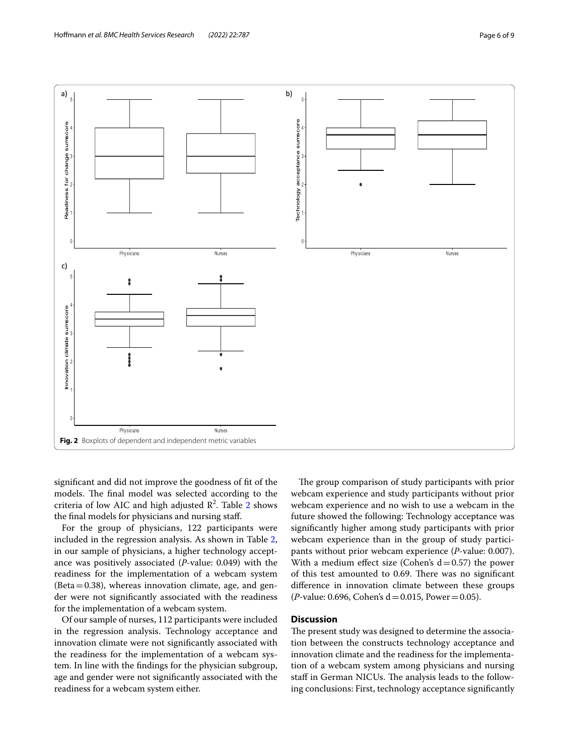Fig. 2 Boxplots of dependent and independent metric variables

significant and did not improve the goodness of fit of the models. The final model was selected according to the criteria of low AIC and high adjusted $R^2$. Table 2 shows the final models for physicians and nursing staff.

For the group of physicians, 122 participants were included in the regression analysis. As shown in Table 2, in our sample of physicians, a higher technology acceptance was positively associated (*P*-value: 0.049) with the readiness for the implementation of a webcam system (Beta = 0.38), whereas innovation climate, age, and gender were not significantly associated with the readiness for the implementation of a webcam system.

Of our sample of nurses, 112 participants were included in the regression analysis. Technology acceptance and innovation climate were not significantly associated with the readiness for the implementation of a webcam system. In line with the findings for the physician subgroup, age and gender were not significantly associated with the readiness for a webcam system either.

The group comparison of study participants with prior webcam experience and study participants without prior webcam experience and no wish to use a webcam in the future showed the following: Technology acceptance was significantly higher among study participants with prior webcam experience than in the group of study participants without prior webcam experience (*P*-value: 0.007). With a medium effect size (Cohen's d = 0.57) the power of this test amounted to 0.69. There was no significant difference in innovation climate between these groups (*P*-value: 0.696, Cohen's d = 0.015, Power = 0.05).

## Discussion

The present study was designed to determine the association between the constructs technology acceptance and innovation climate and the readiness for the implementation of a webcam system among physicians and nursing staff in German NICUs. The analysis leads to the following conclusions: First, technology acceptance significantly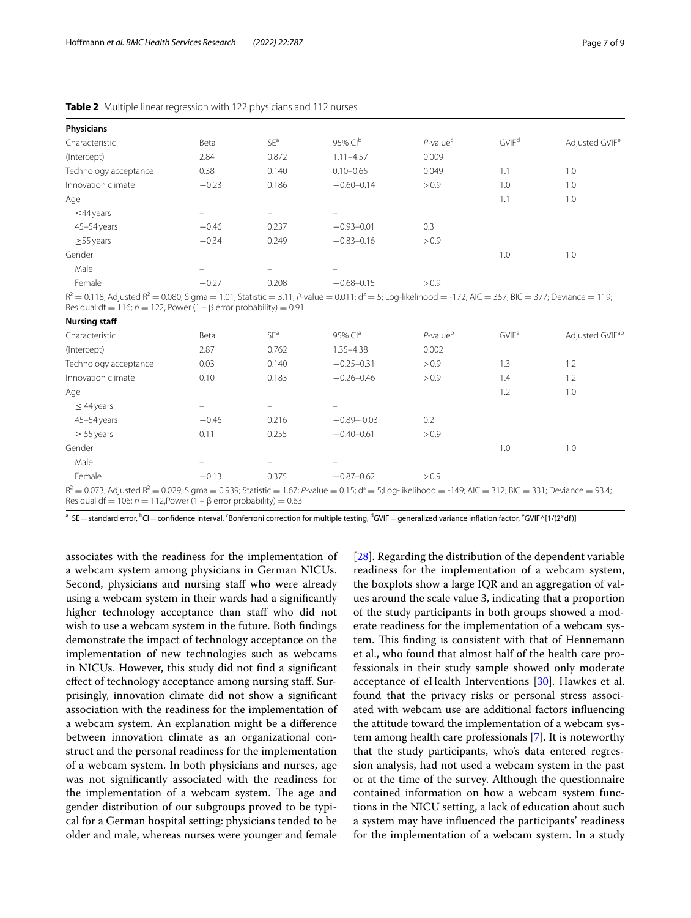**Table 2** Multiple linear regression with 122 physicians and 112 nurses

| **Physicians** | | | | | | |
|---|---|---|---|---|---|---|
| Characteristic | Beta | SE[a] | 95% CI[b] | *P*-value[c] | GVIF[d] | Adjusted GVIF[e] |
| (Intercept) | 2.84 | 0.872 | 1.11–4.57 | 0.009 | | |
| Technology acceptance | 0.38 | 0.140 | 0.10–0.65 | 0.049 | 1.1 | 1.0 |
| Innovation climate | −0.23 | 0.186 | −0.60–0.14 | >0.9 | 1.0 | 1.0 |
| Age | | | | | 1.1 | 1.0 |
| ≤44 years | – | – | – | | | |
| 45–54 years | −0.46 | 0.237 | −0.93–0.01 | 0.3 | | |
| ≥55 years | −0.34 | 0.249 | −0.83–0.16 | >0.9 | | |
| Gender | | | | | 1.0 | 1.0 |
| Male | – | – | – | | | |
| Female | −0.27 | 0.208 | −0.68–0.15 | >0.9 | | |

$R^2 = 0.118$; Adjusted $R^2 = 0.080$; Sigma = 1.01; Statistic = 3.11; *P*-value = 0.011; df = 5; Log-likelihood = -172; AIC = 357; BIC = 377; Deviance = 119; Residual df = 116; $n = 122$, Power ($1 - \beta$ error probability) = 0.91

| **Nursing staff** | | | | | | |
|---|---|---|---|---|---|---|
| Characteristic | Beta | SE[a] | 95% CI[a] | *P*-value[b] | GVIF[a] | Adjusted GVIF[ab] |
| (Intercept) | 2.87 | 0.762 | 1.35–4.38 | 0.002 | | |
| Technology acceptance | 0.03 | 0.140 | −0.25–0.31 | >0.9 | 1.3 | 1.2 |
| Innovation climate | 0.10 | 0.183 | −0.26–0.46 | >0.9 | 1.4 | 1.2 |
| Age | | | | | 1.2 | 1.0 |
| ≤ 44 years | – | – | – | | | |
| 45–54 years | −0.46 | 0.216 | −0.89–−0.03 | 0.2 | | |
| ≥ 55 years | 0.11 | 0.255 | −0.40–0.61 | >0.9 | | |
| Gender | | | | | 1.0 | 1.0 |
| Male | – | – | – | | | |
| Female | −0.13 | 0.375 | −0.87–0.62 | >0.9 | | |

$R^2 = 0.073$; Adjusted $R^2 = 0.029$; Sigma = 0.939; Statistic = 1.67; *P*-value = 0.15; df = 5;Log-likelihood = -149; AIC = 312; BIC = 331; Deviance = 93.4; Residual df = 106; $n = 112$,Power ($1 - \beta$ error probability) = 0.63

[a] SE = standard error, [b]CI = confidence interval, [c]Bonferroni correction for multiple testing, [d]GVIF = generalized variance inflation factor, [e]GVIF^[1/(2*df)]

associates with the readiness for the implementation of a webcam system among physicians in German NICUs. Second, physicians and nursing staff who were already using a webcam system in their wards had a significantly higher technology acceptance than staff who did not wish to use a webcam system in the future. Both findings demonstrate the impact of technology acceptance on the implementation of new technologies such as webcams in NICUs. However, this study did not find a significant effect of technology acceptance among nursing staff. Surprisingly, innovation climate did not show a significant association with the readiness for the implementation of a webcam system. An explanation might be a difference between innovation climate as an organizational construct and the personal readiness for the implementation of a webcam system. In both physicians and nurses, age was not significantly associated with the readiness for the implementation of a webcam system. The age and gender distribution of our subgroups proved to be typical for a German hospital setting: physicians tended to be older and male, whereas nurses were younger and female [28]. Regarding the distribution of the dependent variable readiness for the implementation of a webcam system, the boxplots show a large IQR and an aggregation of values around the scale value 3, indicating that a proportion of the study participants in both groups showed a moderate readiness for the implementation of a webcam system. This finding is consistent with that of Hennemann et al., who found that almost half of the health care professionals in their study sample showed only moderate acceptance of eHealth Interventions [30]. Hawkes et al. found that the privacy risks or personal stress associated with webcam use are additional factors influencing the attitude toward the implementation of a webcam system among health care professionals [7]. It is noteworthy that the study participants, who's data entered regression analysis, had not used a webcam system in the past or at the time of the survey. Although the questionnaire contained information on how a webcam system functions in the NICU setting, a lack of education about such a system may have influenced the participants' readiness for the implementation of a webcam system. In a study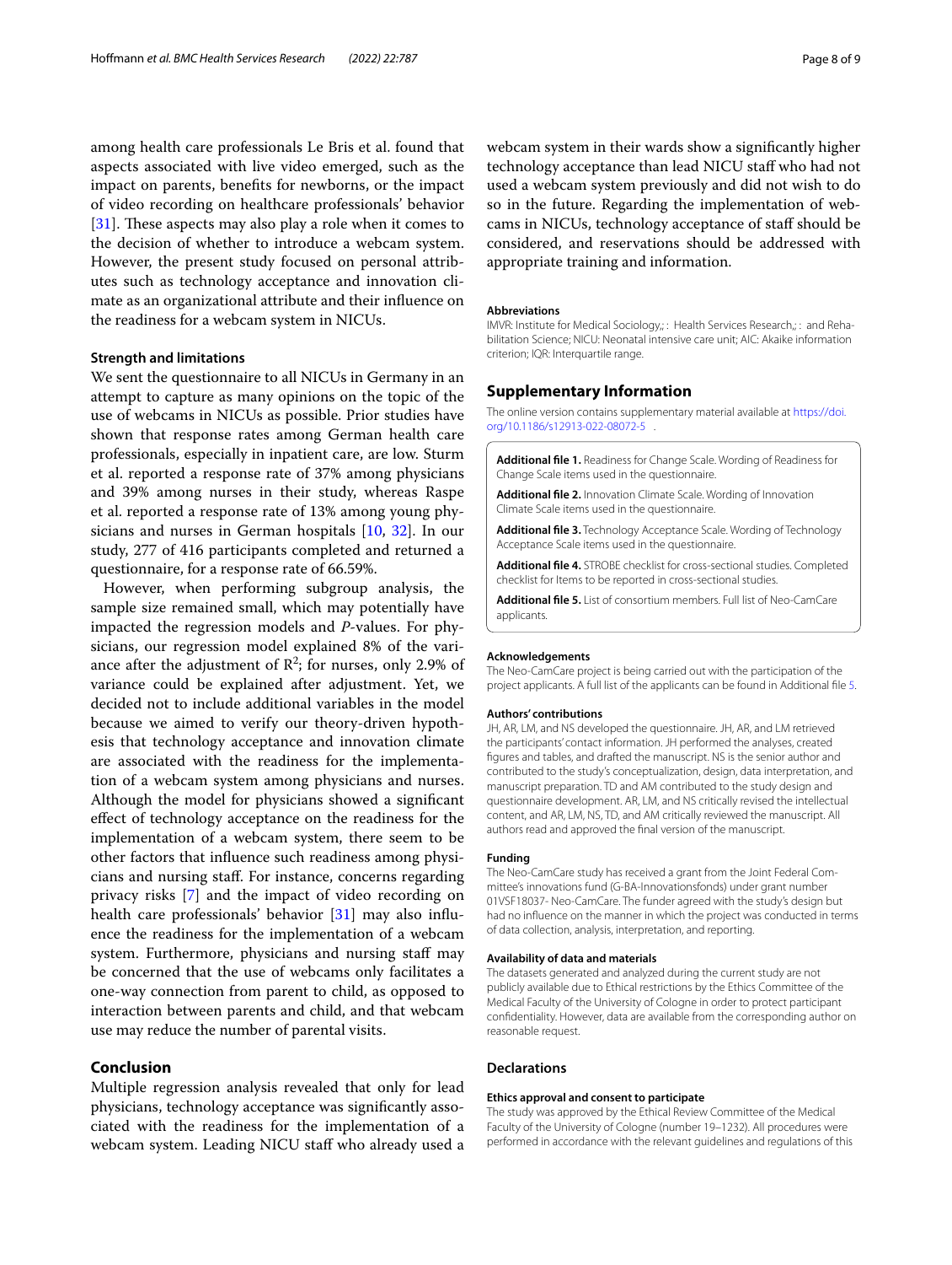among health care professionals Le Bris et al. found that aspects associated with live video emerged, such as the impact on parents, benefits for newborns, or the impact of video recording on healthcare professionals' behavior [31]. These aspects may also play a role when it comes to the decision of whether to introduce a webcam system. However, the present study focused on personal attributes such as technology acceptance and innovation climate as an organizational attribute and their influence on the readiness for a webcam system in NICUs.

### Strength and limitations

We sent the questionnaire to all NICUs in Germany in an attempt to capture as many opinions on the topic of the use of webcams in NICUs as possible. Prior studies have shown that response rates among German health care professionals, especially in inpatient care, are low. Sturm et al. reported a response rate of 37% among physicians and 39% among nurses in their study, whereas Raspe et al. reported a response rate of 13% among young physicians and nurses in German hospitals [10, 32]. In our study, 277 of 416 participants completed and returned a questionnaire, for a response rate of 66.59%.

However, when performing subgroup analysis, the sample size remained small, which may potentially have impacted the regression models and *P*-values. For physicians, our regression model explained 8% of the variance after the adjustment of $R^2$; for nurses, only 2.9% of variance could be explained after adjustment. Yet, we decided not to include additional variables in the model because we aimed to verify our theory-driven hypothesis that technology acceptance and innovation climate are associated with the readiness for the implementation of a webcam system among physicians and nurses. Although the model for physicians showed a significant effect of technology acceptance on the readiness for the implementation of a webcam system, there seem to be other factors that influence such readiness among physicians and nursing staff. For instance, concerns regarding privacy risks [7] and the impact of video recording on health care professionals' behavior [31] may also influence the readiness for the implementation of a webcam system. Furthermore, physicians and nursing staff may be concerned that the use of webcams only facilitates a one-way connection from parent to child, as opposed to interaction between parents and child, and that webcam use may reduce the number of parental visits.

## Conclusion

Multiple regression analysis revealed that only for lead physicians, technology acceptance was significantly associated with the readiness for the implementation of a webcam system. Leading NICU staff who already used a webcam system in their wards show a significantly higher technology acceptance than lead NICU staff who had not used a webcam system previously and did not wish to do so in the future. Regarding the implementation of webcams in NICUs, technology acceptance of staff should be considered, and reservations should be addressed with appropriate training and information.

#### Abbreviations

IMVR: Institute for Medical Sociology,; : Health Services Research,; : and Rehabilitation Science; NICU: Neonatal intensive care unit; AIC: Akaike information criterion; IQR: Interquartile range.

## Supplementary Information

The online version contains supplementary material available at https://doi.org/10.1186/s12913-022-08072-5.

**Additional file 1.** Readiness for Change Scale. Wording of Readiness for Change Scale items used in the questionnaire.

**Additional file 2.** Innovation Climate Scale. Wording of Innovation Climate Scale items used in the questionnaire.

**Additional file 3.** Technology Acceptance Scale. Wording of Technology Acceptance Scale items used in the questionnaire.

**Additional file 4.** STROBE checklist for cross-sectional studies. Completed checklist for Items to be reported in cross-sectional studies.

**Additional file 5.** List of consortium members. Full list of Neo-CamCare applicants.

#### Acknowledgements

The Neo-CamCare project is being carried out with the participation of the project applicants. A full list of the applicants can be found in Additional file 5.

#### Authors' contributions

JH, AR, LM, and NS developed the questionnaire. JH, AR, and LM retrieved the participants' contact information. JH performed the analyses, created figures and tables, and drafted the manuscript. NS is the senior author and contributed to the study's conceptualization, design, data interpretation, and manuscript preparation. TD and AM contributed to the study design and questionnaire development. AR, LM, and NS critically revised the intellectual content, and AR, LM, NS, TD, and AM critically reviewed the manuscript. All authors read and approved the final version of the manuscript.

#### Funding

The Neo-CamCare study has received a grant from the Joint Federal Committee's innovations fund (G-BA-Innovationsfonds) under grant number 01VSF18037- Neo-CamCare. The funder agreed with the study's design but had no influence on the manner in which the project was conducted in terms of data collection, analysis, interpretation, and reporting.

#### Availability of data and materials

The datasets generated and analyzed during the current study are not publicly available due to Ethical restrictions by the Ethics Committee of the Medical Faculty of the University of Cologne in order to protect participant confidentiality. However, data are available from the corresponding author on reasonable request.

## Declarations

#### Ethics approval and consent to participate

The study was approved by the Ethical Review Committee of the Medical Faculty of the University of Cologne (number 19–1232). All procedures were performed in accordance with the relevant guidelines and regulations of this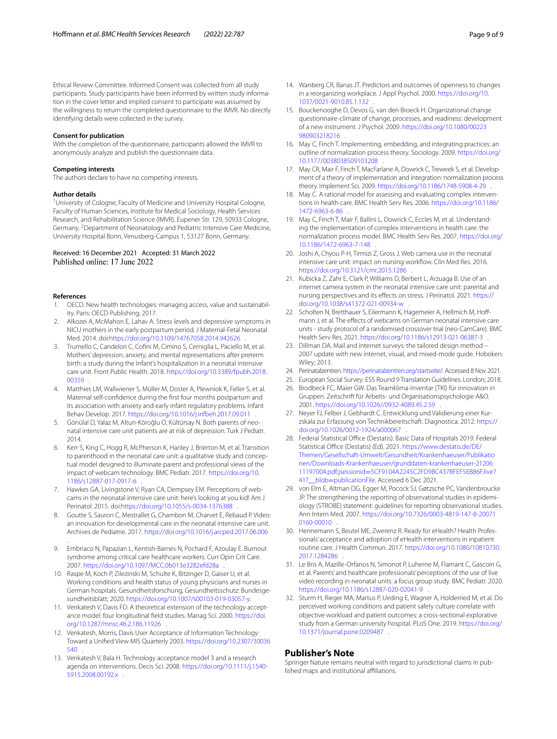Ethical Review Committee. Informed Consent was collected from all study participants. Study participants have been informed by written study information in the cover letter and implied consent to participate was assumed by the willingness to return the completed questionnaire to the IMVR. No directly identifying details were collected in the survey.

### Consent for publication

With the completion of the questionnaire, participants allowed the IMVR to anonymously analyze and publish the questionnaire data.

### Competing interests

The authors declare to have no competing interests.

### Author details

[1]University of Cologne, Faculty of Medicine and University Hospital Cologne, Faculty of Human Sciences, Institute for Medical Sociology, Health Services Research, and Rehabilitation Science (IMVR), Eupener Str. 129, 50933 Cologne, Germany. [2]Department of Neonatology and Pediatric Intensive Care Medicine, University Hospital Bonn, Venusberg-Campus 1, 53127 Bonn, Germany.

Received: 16 December 2021 Accepted: 31 March 2022
Published online: 17 June 2022

### References

1. OECD. New health technologies: managing access, value and sustainability. Paris: OECD Publishing; 2017.
2. Alkozei A, McMahon E, Lahav A. Stress levels and depressive symptoms in NICU mothers in the early postpartum period. J Maternal-Fetal Neonatal Med. 2014. doi:https://doi.org/10.3109/14767058.2014.942626.
3. Trumello C, Candelori C, Cofini M, Cimino S, Cerniglia L, Paciello M, et al. Mothers' depression, anxiety, and mental representations after preterm birth: a study during the Infant's hospitalization in a neonatal intensive care unit. Front Public Health. 2018. https://doi.org/10.3389/fpubh.2018.00359.
4. Matthies LM, Wallwiener S, Müller M, Doster A, Plewniok K, Feller S, et al. Maternal self-confidence during the first four months postpartum and its association with anxiety and early infant regulatory problems. Infant Behav Develop. 2017. https://doi.org/10.1016/j.infbeh.2017.09.011.
5. Gönülal D, Yalaz M, Altun-Köroğlu O, Kültürsay N. Both parents of neonatal intensive care unit patients are at risk of depression. Turk J Pediatr. 2014.
6. Kerr S, King C, Hogg R, McPherson K, Hanley J, Brierton M, et al. Transition to parenthood in the neonatal care unit: a qualitative study and conceptual model designed to illuminate parent and professional views of the impact of webcam technology. BMC Pediatr. 2017. https://doi.org/10.1186/s12887-017-0917-6.
7. Hawkes GA, Livingstone V, Ryan CA, Dempsey EM. Perceptions of webcams in the neonatal intensive care unit: here's looking at you kid! Am J Perinatol. 2015. doi:https://doi.org/10.1055/s-0034-1376388.
8. Goutte S, Sauron C, Mestrallet G, Chambon M, Charvet E, Rebaud P. Video: an innovation for developmental care in the neonatal intensive care unit. Archives de Pediatrie. 2017. https://doi.org/10.1016/j.arcped.2017.06.006.
9. Embriaco N, Papazian L, Kentish-Barnes N, Pochard F, Azoulay E. Burnout syndrome among critical care healthcare workers. Curr Opin Crit Care. 2007. https://doi.org/10.1097/MCC.0b013e3282efd28a.
10. Raspe M, Koch P, Zilezinski M, Schulte K, Bitzinger D, Gaiser U, et al. Working conditions and health status of young physicians and nurses in German hospitals. Gesundheitsforschung, Gesundheitsschutz: Bundesgesundheitsblatt; 2020. https://doi.org/10.1007/s00103-019-03057-y.
11. Venkatesh V, Davis FD. A theoretical extension of the technology acceptance model: four longitudinal field studies. Manag Sci. 2000. https://doi.org/10.1287/mnsc.46.2.186.11926.
12. Venkatesh, Morris, Davis User Acceptance of Information Technology: Toward a Unified View MIS Quarterly 2003. https://doi.org/10.2307/30036540.
13. Venkatesh V, Bala H. Technology acceptance model 3 and a research agenda on interventions. Decis Sci. 2008. https://doi.org/10.1111/j.1540-5915.2008.00192.x.
14. Wanberg CR, Banas JT. Predictors and outcomes of openness to changes in a reorganizing workplace. J Appl Psychol. 2000. https://doi.org/10.1037/0021-9010.85.1.132.
15. Bouckenooghe D, Devos G, van den Broeck H. Organizational change questionnaire-climate of change, processes, and readiness: development of a new instrument. J Psychol. 2009. https://doi.org/10.1080/00223980903218216.
16. May C, Finch T. Implementing, embedding, and integrating practices: an outline of normalization process theory. Sociology. 2009. https://doi.org/10.1177/0038038509103208.
17. May CR, Mair F, Finch T, MacFarlane A, Dowrick C, Treweek S, et al. Development of a theory of implementation and integration: normalization process theory. Implement Sci. 2009. https://doi.org/10.1186/1748-5908-4-29.
18. May C. A rational model for assessing and evaluating complex interventions in health care. BMC Health Serv Res. 2006. https://doi.org/10.1186/1472-6963-6-86.
19. May C, Finch T, Mair F, Ballini L, Dowrick C, Eccles M, et al. Understanding the implementation of complex interventions in health care: the normalization process model. BMC Health Serv Res. 2007. https://doi.org/10.1186/1472-6963-7-148.
20. Joshi A, Chyou P-H, Tirmizi Z, Gross J. Web camera use in the neonatal intensive care unit: impact on nursing workflow. Clin Med Res. 2016. https://doi.org/10.3121/cmr.2015.1286.
21. Kubicka Z, Zahr E, Clark P, Williams D, Berbert L, Arzuaga B. Use of an internet camera system in the neonatal intensive care unit: parental and nursing perspectives and its effects on stress. J Perinatol. 2021. https://doi.org/10.1038/s41372-021-00934-w.
22. Scholten N, Bretthauer S, Eilermann K, Hagemeier A, Hellmich M, Hoffmann J, et al. The effects of webcams on German neonatal intensive care units - study protocol of a randomised crossover trial (neo-CamCare). BMC Health Serv Res. 2021. https://doi.org/10.1186/s12913-021-06387-3.
23. Dillman DA. Mail and internet surveys: the tailored design method -- 2007 update with new internet, visual, and mixed-mode guide. Hoboken: Wiley; 2013.
24. Perinatalzentren. https://perinatalzentren.org/startseite/. Accessed 8 Nov 2021.
25. European Social Survey: ESS Round 9 Translation Guidelines. London; 2018.
26. Brodbeck FC, Maier GW. Das Teamklima-Inventar (TKI) für innovation in Gruppen. Zeitschrift für Arbeits- und Organisationspsychologie A&O. 2001. https://doi.org//10.1026//0932-4089.45.2.59.
27. Neyer FJ, Felber J, Gebhardt C. Entwicklung und Validierung einer Kurzskala zur Erfassung von Technikbereitschaft. Diagnostica. 2012. https://doi.org/10.1026/0012-1924/a000067.
28. Federal Statistical Office (Destatis). Basic Data of Hospitals 2019. Federal Statistical Office (Destatis) (Ed). 2021. https://www.destatis.de/DE/Themen/Gesellschaft-Umwelt/Gesundheit/Krankenhaeuser/Publikationen/Downloads-Krankenhaeuser/grunddaten-krankenhaeuser-2120611197004.pdf;jsessionid=5CF9104A2245C2FD9BC437BFEF5EB86F.live741?__blob=publicationFile. Accessed 6 Dec 2021.
29. von Elm E, Altman DG, Egger M, Pocock SJ, Gøtzsche PC, Vandenbroucke JP. The strengthening the reporting of observational studies in epidemiology (STROBE) statement: guidelines for reporting observational studies. Ann Intern Med. 2007. https://doi.org/10.7326/0003-4819-147-8-200710160-00010.
30. Hennemann S, Beutel ME, Zwerenz R. Ready for eHealth? Health Professionals' acceptance and adoption of eHealth interventions in inpatient routine care. J Health Commun. 2017. https://doi.org/10.1080/10810730.2017.1284286.
31. Le Bris A, Mazille-Orfanos N, Simonot P, Luherne M, Flamant C, Gascoin G, et al. Parents' and healthcare professionals' perceptions of the use of live video recording in neonatal units: a focus group study. BMC Pediatr. 2020. https://doi.org/10.1186/s12887-020-02041-9.
32. Sturm H, Rieger MA, Martus P, Ueding E, Wagner A, Holderried M, et al. Do perceived working conditions and patient safety culture correlate with objective workload and patient outcomes: a cross-sectional explorative study from a German university hospital. PLoS One. 2019. https://doi.org/10.1371/journal.pone.0209487.

## Publisher's Note

Springer Nature remains neutral with regard to jurisdictional claims in published maps and institutional affiliations.